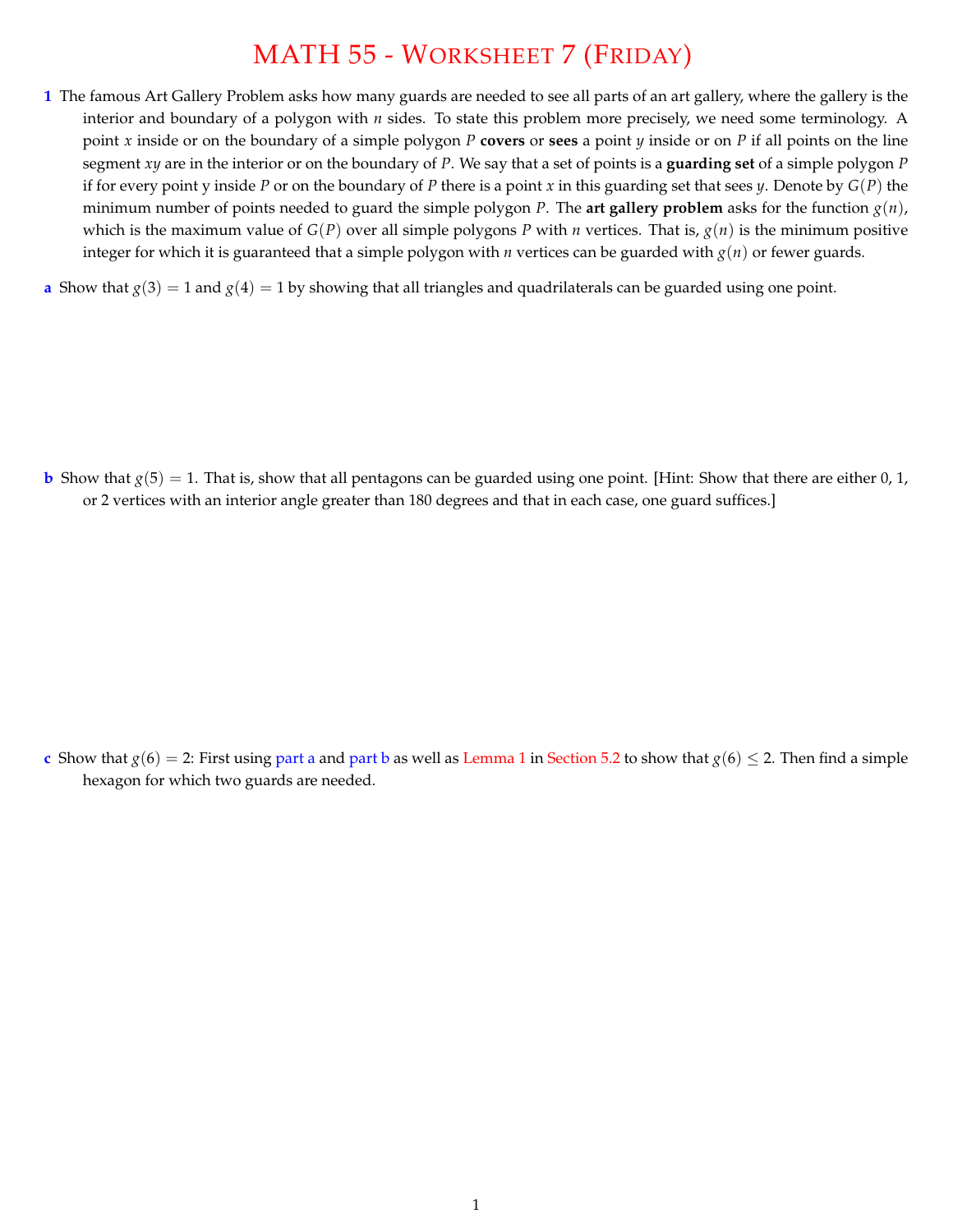# MATH 55 - Worksheet 7 (Friday)

**1** The famous Art Gallery Problem asks how many guards are needed to see all parts of an art gallery, where the gallery is the interior and boundary of a polygon with $n$ sides. To state this problem more precisely, we need some terminology. A point $x$ inside or on the boundary of a simple polygon $P$ **covers** or **sees** a point $y$ inside or on $P$ if all points on the line segment $xy$ are in the interior or on the boundary of $P$. We say that a set of points is a **guarding set** of a simple polygon $P$ if for every point y inside $P$ or on the boundary of $P$ there is a point $x$ in this guarding set that sees $y$. Denote by $G(P)$ the minimum number of points needed to guard the simple polygon $P$. The **art gallery problem** asks for the function $g(n)$, which is the maximum value of $G(P)$ over all simple polygons $P$ with $n$ vertices. That is, $g(n)$ is the minimum positive integer for which it is guaranteed that a simple polygon with $n$ vertices can be guarded with $g(n)$ or fewer guards.

**a** Show that $g(3) = 1$ and $g(4) = 1$ by showing that all triangles and quadrilaterals can be guarded using one point.

**b** Show that $g(5) = 1$. That is, show that all pentagons can be guarded using one point. [Hint: Show that there are either 0, 1, or 2 vertices with an interior angle greater than 180 degrees and that in each case, one guard suffices.]

**c** Show that $g(6) = 2$: First using part a and part b as well as Lemma 1 in Section 5.2 to show that $g(6) \leq 2$. Then find a simple hexagon for which two guards are needed.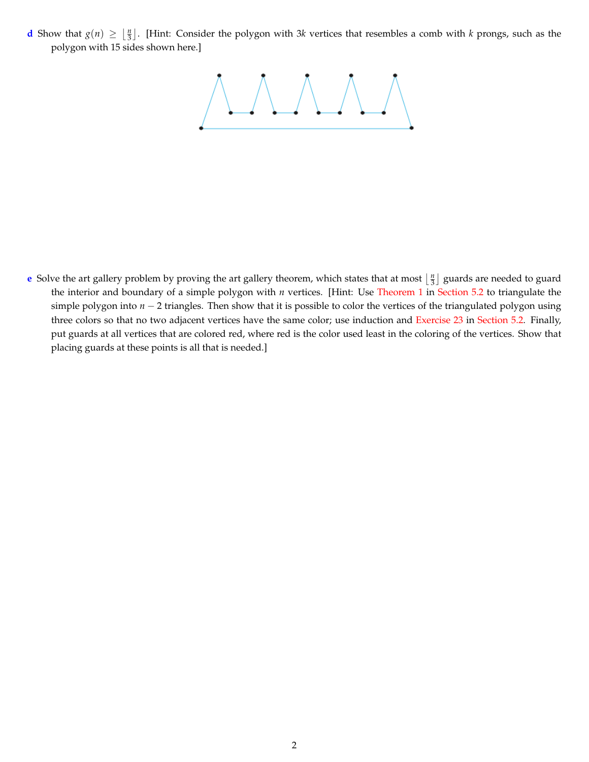**d** Show that $g(n) \geq \lfloor \frac{n}{3} \rfloor$. [Hint: Consider the polygon with $3k$ vertices that resembles a comb with $k$ prongs, such as the polygon with 15 sides shown here.]

**e** Solve the art gallery problem by proving the art gallery theorem, which states that at most $\lfloor \frac{n}{3} \rfloor$ guards are needed to guard the interior and boundary of a simple polygon with $n$ vertices. [Hint: Use Theorem 1 in Section 5.2 to triangulate the simple polygon into $n - 2$ triangles. Then show that it is possible to color the vertices of the triangulated polygon using three colors so that no two adjacent vertices have the same color; use induction and Exercise 23 in Section 5.2. Finally, put guards at all vertices that are colored red, where red is the color used least in the coloring of the vertices. Show that placing guards at these points is all that is needed.]